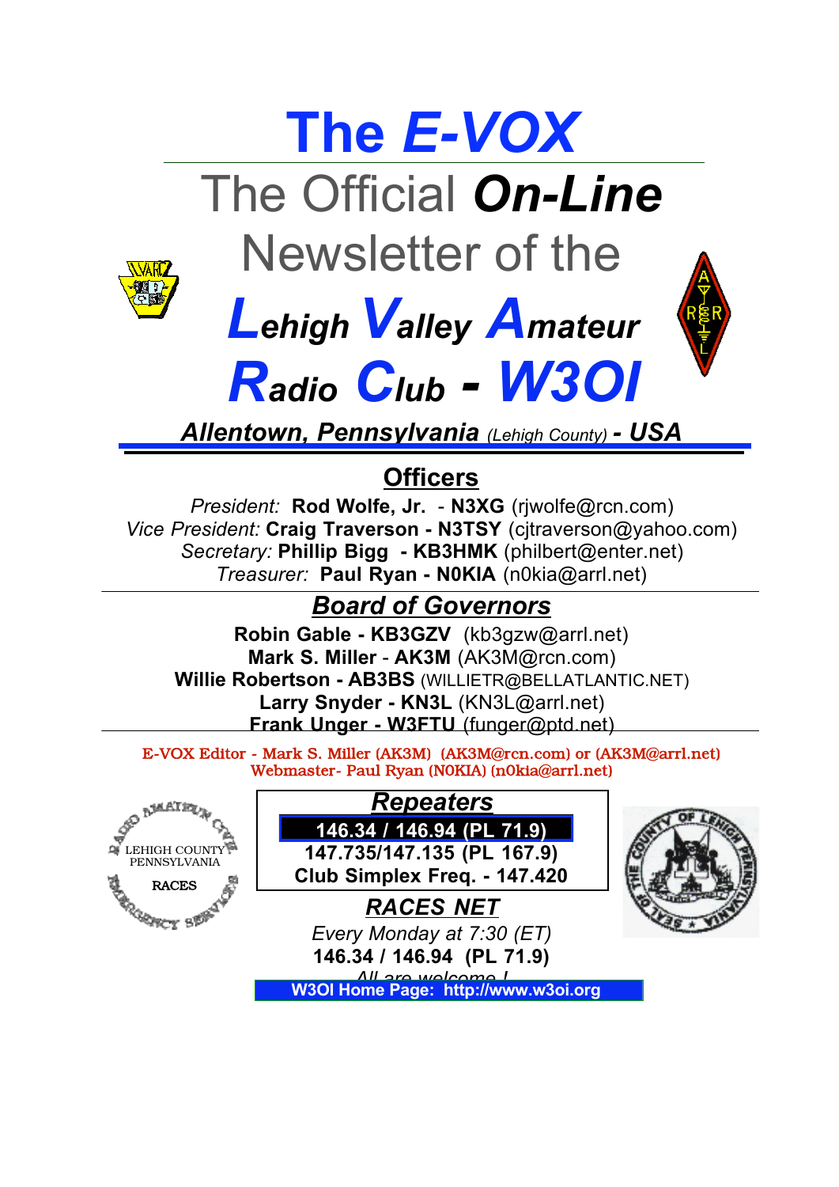# The *E-VOX*

## The Official ***On-Line*** Newsletter of the

# *Lehigh Valley Amateur Radio Club* - *W3OI*

***Allentown, Pennsylvania*** *(Lehigh County)* ***- USA***

## Officers

*President:* **Rod Wolfe, Jr.** - **N3XG** (rjwolfe@rcn.com)
*Vice President:* **Craig Traverson - N3TSY** (cjtraverson@yahoo.com)
*Secretary:* **Phillip Bigg - KB3HMK** (philbert@enter.net)
*Treasurer:* **Paul Ryan - N0KIA** (n0kia@arrl.net)

## *Board of Governors*

**Robin Gable - KB3GZV** (kb3gzw@arrl.net)
**Mark S. Miller** - **AK3M** (AK3M@rcn.com)
**Willie Robertson - AB3BS** (WILLIETR@BELLATLANTIC.NET)
**Larry Snyder - KN3L** (KN3L@arrl.net)
**Frank Unger - W3FTU** (funger@ptd.net)

E-VOX Editor - Mark S. Miller (AK3M) (AK3M@rcn.com) or (AK3M@arrl.net)
Webmaster- Paul Ryan (N0KIA) (n0kia@arrl.net)

LEHIGH COUNTY PENNSYLVANIA
RADIO AMATEUR CIVIL EMERGENCY SERVICES
RACES

## *Repeaters*

**146.34 / 146.94 (PL 71.9)**
**147.735/147.135 (PL 167.9)**
**Club Simplex Freq. - 147.420**

## *RACES NET*

*Every Monday at 7:30 (ET)*
**146.34 / 146.94 (PL 71.9)**
*All are welcome !*

**W3OI Home Page: http://www.w3oi.org**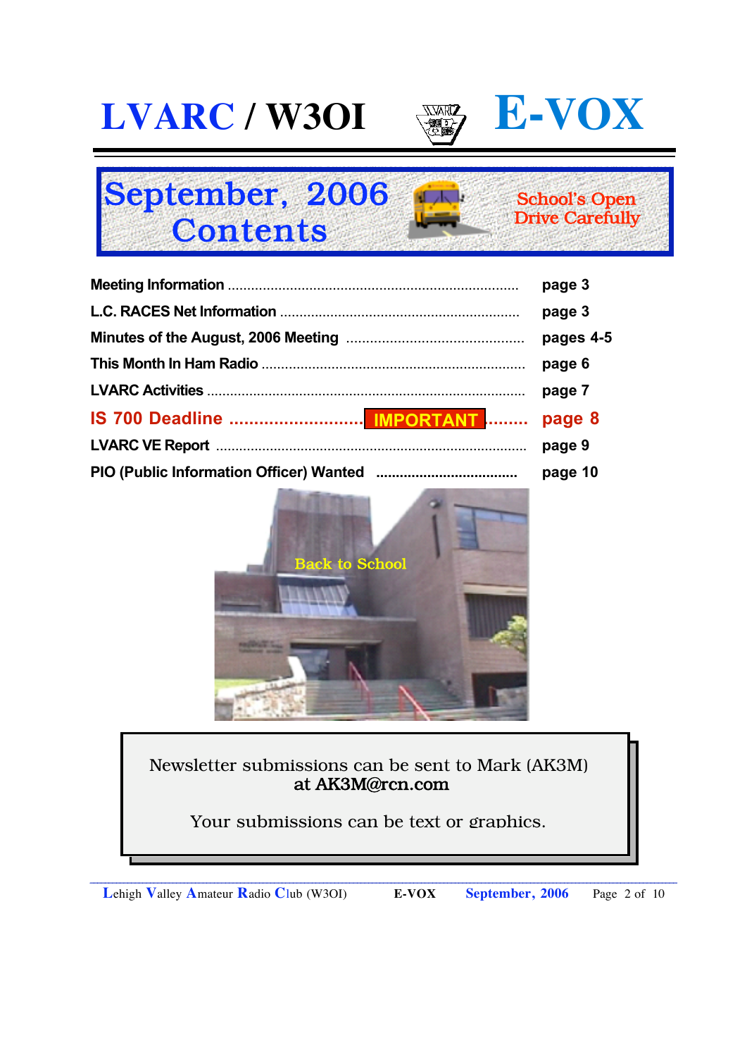# LVARC / W3OI — E-VOX

## September, 2006 Contents

School's Open
Drive Carefully

| | |
|---|---|
| Meeting Information | page 3 |
| L.C. RACES Net Information | page 3 |
| Minutes of the August, 2006 Meeting | pages 4-5 |
| This Month In Ham Radio | page 6 |
| LVARC Activities | page 7 |
| **IS 700 Deadline** — IMPORTANT | **page 8** |
| LVARC VE Report | page 9 |
| PIO (Public Information Officer) Wanted | page 10 |

Back to School

Newsletter submissions can be sent to Mark (AK3M)
at AK3M@rcn.com

Your submissions can be text or graphics.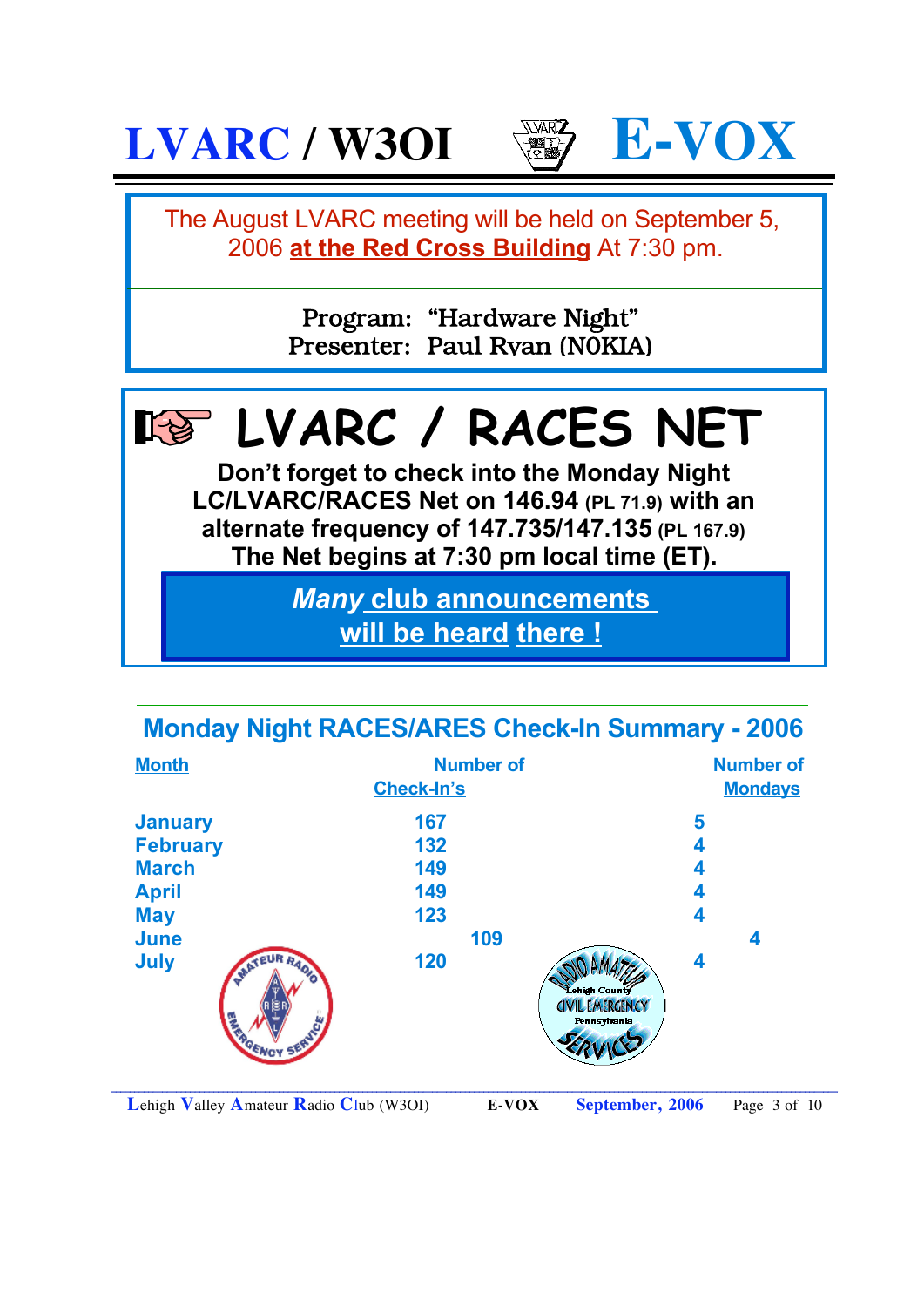# LVARC / W3OI E-VOX

The August LVARC meeting will be held on September 5, 2006 **at the Red Cross Building** At 7:30 pm.

Program: "Hardware Night"
Presenter: Paul Ryan (N0KIA)

## LVARC / RACES NET

**Don't forget to check into the Monday Night LC/LVARC/RACES Net on 146.94 (PL 71.9) with an alternate frequency of 147.735/147.135 (PL 167.9) The Net begins at 7:30 pm local time (ET).**

***Many* club announcements will be heard there !**

## Monday Night RACES/ARES Check-In Summary - 2006

| Month | Number of Check-In's | Number of Mondays |
|---|---|---|
| January | 167 | 5 |
| February | 132 | 4 |
| March | 149 | 4 |
| April | 149 | 4 |
| May | 123 | 4 |
| June | 109 | 4 |
| July | 120 | 4 |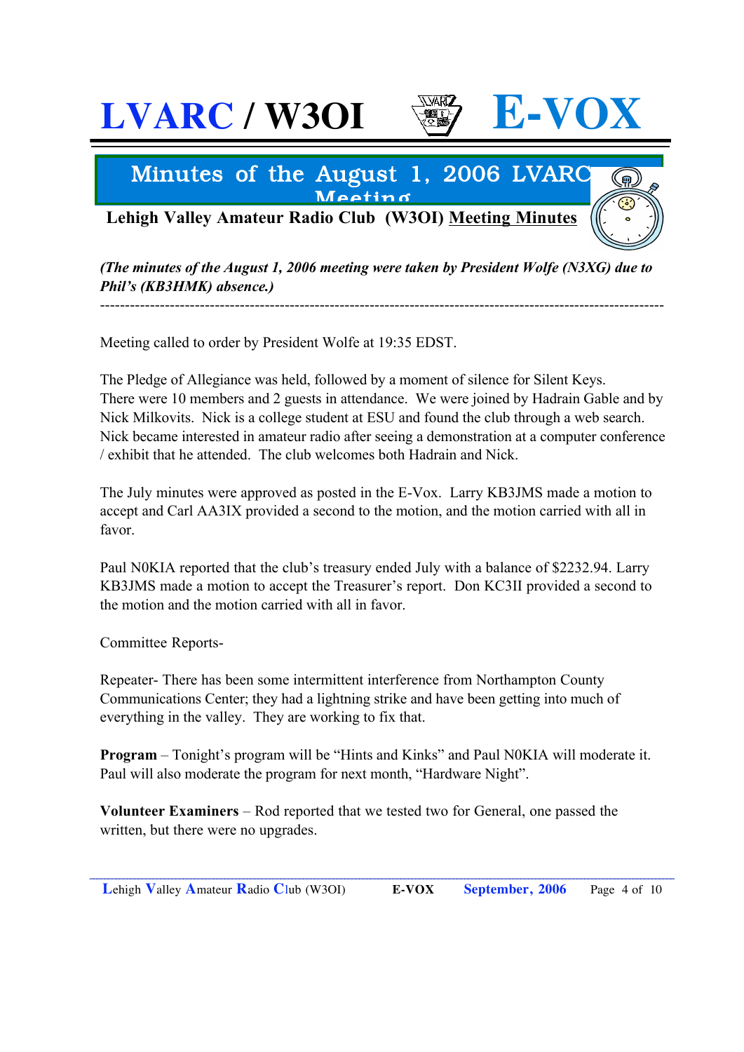# LVARC / W3OI E-VOX

## Minutes of the August 1, 2006 LVARC Meeting

**Lehigh Valley Amateur Radio Club (W3OI) Meeting Minutes**

***(The minutes of the August 1, 2006 meeting were taken by President Wolfe (N3XG) due to Phil's (KB3HMK) absence.)***

---

Meeting called to order by President Wolfe at 19:35 EDST.

The Pledge of Allegiance was held, followed by a moment of silence for Silent Keys. There were 10 members and 2 guests in attendance. We were joined by Hadrain Gable and by Nick Milkovits. Nick is a college student at ESU and found the club through a web search. Nick became interested in amateur radio after seeing a demonstration at a computer conference / exhibit that he attended. The club welcomes both Hadrain and Nick.

The July minutes were approved as posted in the E-Vox. Larry KB3JMS made a motion to accept and Carl AA3IX provided a second to the motion, and the motion carried with all in favor.

Paul N0KIA reported that the club's treasury ended July with a balance of $2232.94. Larry KB3JMS made a motion to accept the Treasurer's report. Don KC3II provided a second to the motion and the motion carried with all in favor.

Committee Reports-

Repeater- There has been some intermittent interference from Northampton County Communications Center; they had a lightning strike and have been getting into much of everything in the valley. They are working to fix that.

**Program** – Tonight's program will be "Hints and Kinks" and Paul N0KIA will moderate it. Paul will also moderate the program for next month, "Hardware Night".

**Volunteer Examiners** – Rod reported that we tested two for General, one passed the written, but there were no upgrades.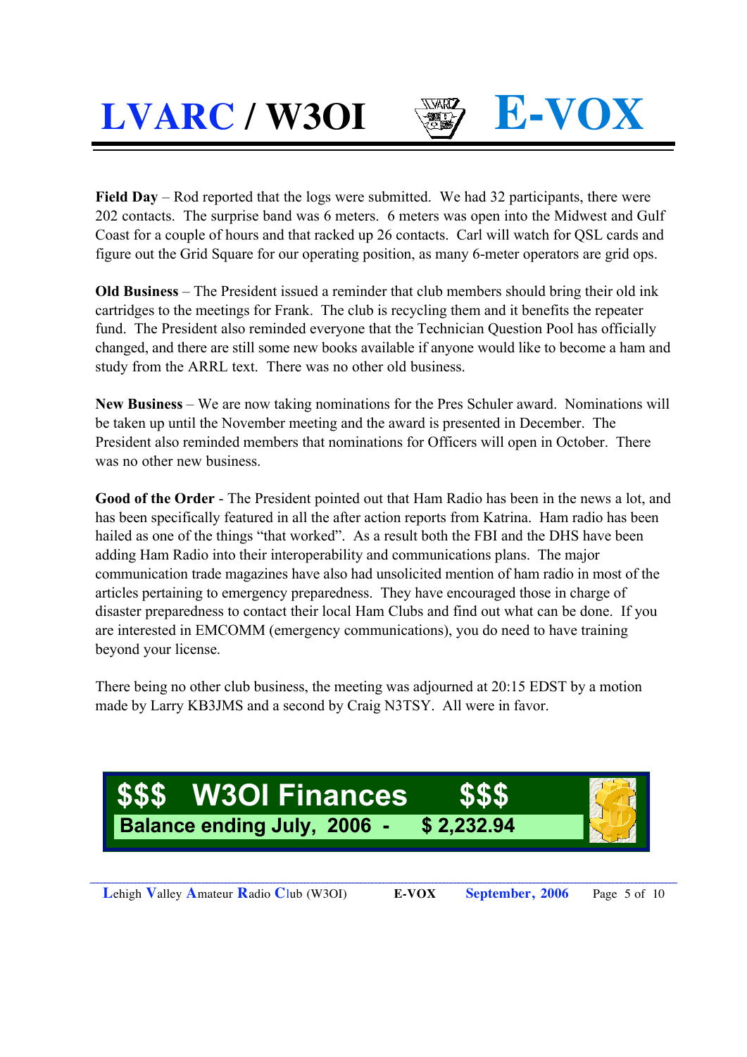**Field Day** – Rod reported that the logs were submitted. We had 32 participants, there were 202 contacts. The surprise band was 6 meters. 6 meters was open into the Midwest and Gulf Coast for a couple of hours and that racked up 26 contacts. Carl will watch for QSL cards and figure out the Grid Square for our operating position, as many 6-meter operators are grid ops.

**Old Business** – The President issued a reminder that club members should bring their old ink cartridges to the meetings for Frank. The club is recycling them and it benefits the repeater fund. The President also reminded everyone that the Technician Question Pool has officially changed, and there are still some new books available if anyone would like to become a ham and study from the ARRL text. There was no other old business.

**New Business** – We are now taking nominations for the Pres Schuler award. Nominations will be taken up until the November meeting and the award is presented in December. The President also reminded members that nominations for Officers will open in October. There was no other new business.

**Good of the Order** - The President pointed out that Ham Radio has been in the news a lot, and has been specifically featured in all the after action reports from Katrina. Ham radio has been hailed as one of the things "that worked". As a result both the FBI and the DHS have been adding Ham Radio into their interoperability and communications plans. The major communication trade magazines have also had unsolicited mention of ham radio in most of the articles pertaining to emergency preparedness. They have encouraged those in charge of disaster preparedness to contact their local Ham Clubs and find out what can be done. If you are interested in EMCOMM (emergency communications), you do need to have training beyond your license.

There being no other club business, the meeting was adjourned at 20:15 EDST by a motion made by Larry KB3JMS and a second by Craig N3TSY. All were in favor.

## $$$ W3OI Finances $$$

**Balance ending July, 2006 - $ 2,232.94**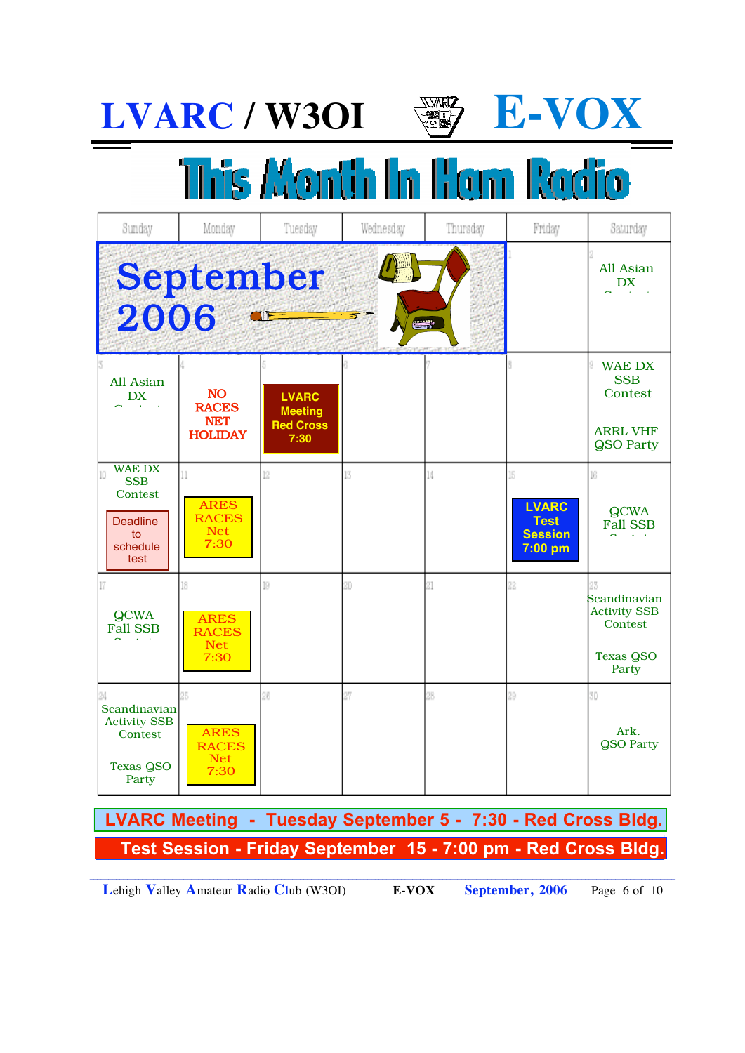# LVARC / W3OI E-VOX

## This Month In Ham Radio

| Sunday | Monday | Tuesday | Wednesday | Thursday | Friday | Saturday |
|---|---|---|---|---|---|---|
| September 2006 | | | | | 1 | 2 All Asian DX Contest |
| 3 All Asian DX Contest | 4 NO RACES NET HOLIDAY | 5 LVARC Meeting Red Cross 7:30 | 6 | 7 | 8 | 9 WAE DX SSB Contest; ARRL VHF QSO Party |
| 10 WAE DX SSB Contest; Deadline to schedule test | 11 ARES RACES Net 7:30 | 12 | 13 | 14 | 15 LVARC Test Session 7:00 pm | 16 QCWA Fall SSB Contest |
| 17 QCWA Fall SSB Contest | 18 ARES RACES Net 7:30 | 19 | 20 | 21 | 22 | 23 Scandinavian Activity SSB Contest; Texas QSO Party |
| 24 Scandinavian Activity SSB Contest; Texas QSO Party | 25 ARES RACES Net 7:30 | 26 | 27 | 28 | 29 | 30 Ark. QSO Party |

**LVARC Meeting - Tuesday September 5 - 7:30 - Red Cross Bldg.**

**Test Session - Friday September 15 - 7:00 pm - Red Cross Bldg.**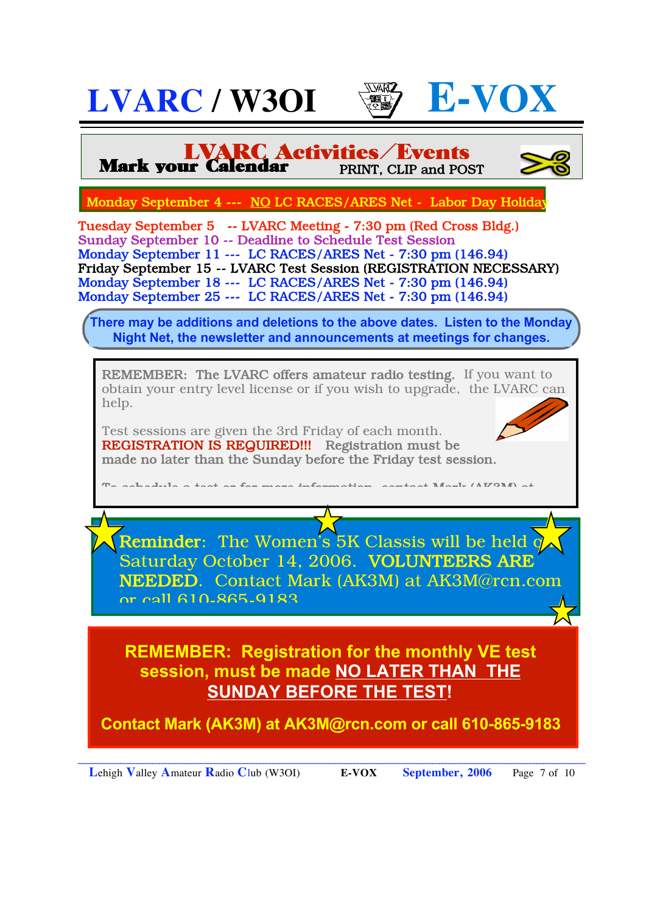# LVARC / W3OI E-VOX

## LVARC Activities/Events

**Mark your Calendar** PRINT, CLIP and POST

Monday September 4 --- NO LC RACES/ARES Net - Labor Day Holiday

Tuesday September 5 -- LVARC Meeting - 7:30 pm (Red Cross Bldg.)
Sunday September 10 -- Deadline to Schedule Test Session
Monday September 11 --- LC RACES/ARES Net - 7:30 pm (146.94)
Friday September 15 -- LVARC Test Session (REGISTRATION NECESSARY)
Monday September 18 --- LC RACES/ARES Net - 7:30 pm (146.94)
Monday September 25 --- LC RACES/ARES Net - 7:30 pm (146.94)

**There may be additions and deletions to the above dates. Listen to the Monday Night Net, the newsletter and announcements at meetings for changes.**

REMEMBER: **The LVARC offers amateur radio testing.** If you want to obtain your entry level license or if you wish to upgrade, the LVARC can help.

Test sessions are given the 3rd Friday of each month. **REGISTRATION IS REQUIRED!!!** Registration must be made no later than the Sunday before the Friday test session.

To schedule a test or for more information, contact Mark (AK3M) at

**Reminder**: The Women's 5K Classis will be held on Saturday October 14, 2006. **VOLUNTEERS ARE NEEDED**. Contact Mark (AK3M) at AK3M@rcn.com or call 610-865-9183

**REMEMBER: Registration for the monthly VE test session, must be made NO LATER THAN THE SUNDAY BEFORE THE TEST!**

**Contact Mark (AK3M) at AK3M@rcn.com or call 610-865-9183**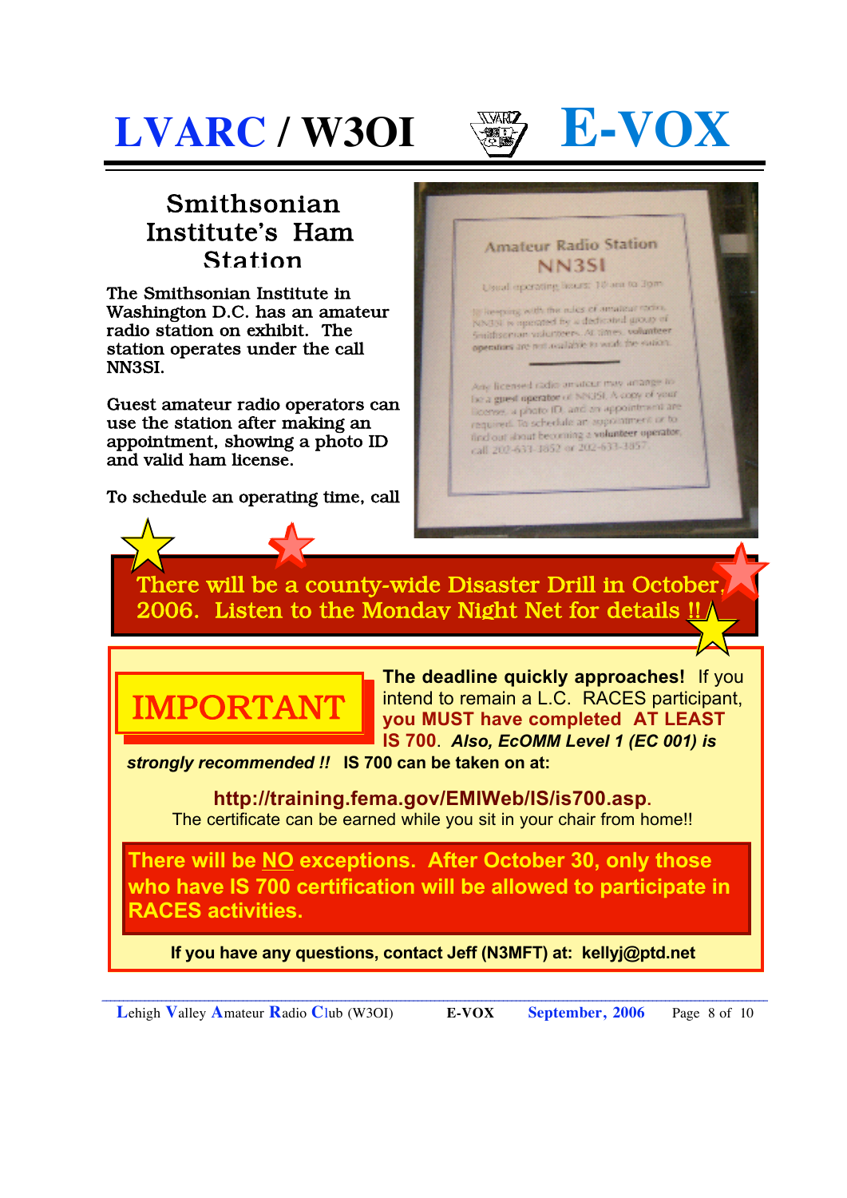# LVARC / W3OI E-VOX

## Smithsonian Institute's Ham Station

The Smithsonian Institute in Washington D.C. has an amateur radio station on exhibit. The station operates under the call NN3SI.

Guest amateur radio operators can use the station after making an appointment, showing a photo ID and valid ham license.

To schedule an operating time, call

Amateur Radio Station
NN3SI
Usual operating hours: 10 am to 3pm

In keeping with the rules of amateur radio, NN3SI is operated by a dedicated group of Smithsonian volunteers. At times, volunteer operators are not available to staff the station.

Any licensed radio amateur may arrange to be a guest operator of NN3SI. A copy of your license, a photo ID, and an appointment are required. To schedule an appointment or to find out about becoming a volunteer operator, call 202-633-3852 or 202-633-3857.

**There will be a county-wide Disaster Drill in October, 2006. Listen to the Monday Night Net for details !!**

## IMPORTANT

**The deadline quickly approaches!** If you intend to remain a L.C. RACES participant, **you MUST have completed AT LEAST IS 700**. ***Also, EcOMM Level 1 (EC 001) is strongly recommended !!*** **IS 700 can be taken on at:**

**http://training.fema.gov/EMIWeb/IS/is700.asp.**
The certificate can be earned while you sit in your chair from home!!

**There will be NO exceptions. After October 30, only those who have IS 700 certification will be allowed to participate in RACES activities.**

**If you have any questions, contact Jeff (N3MFT) at: kellyj@ptd.net**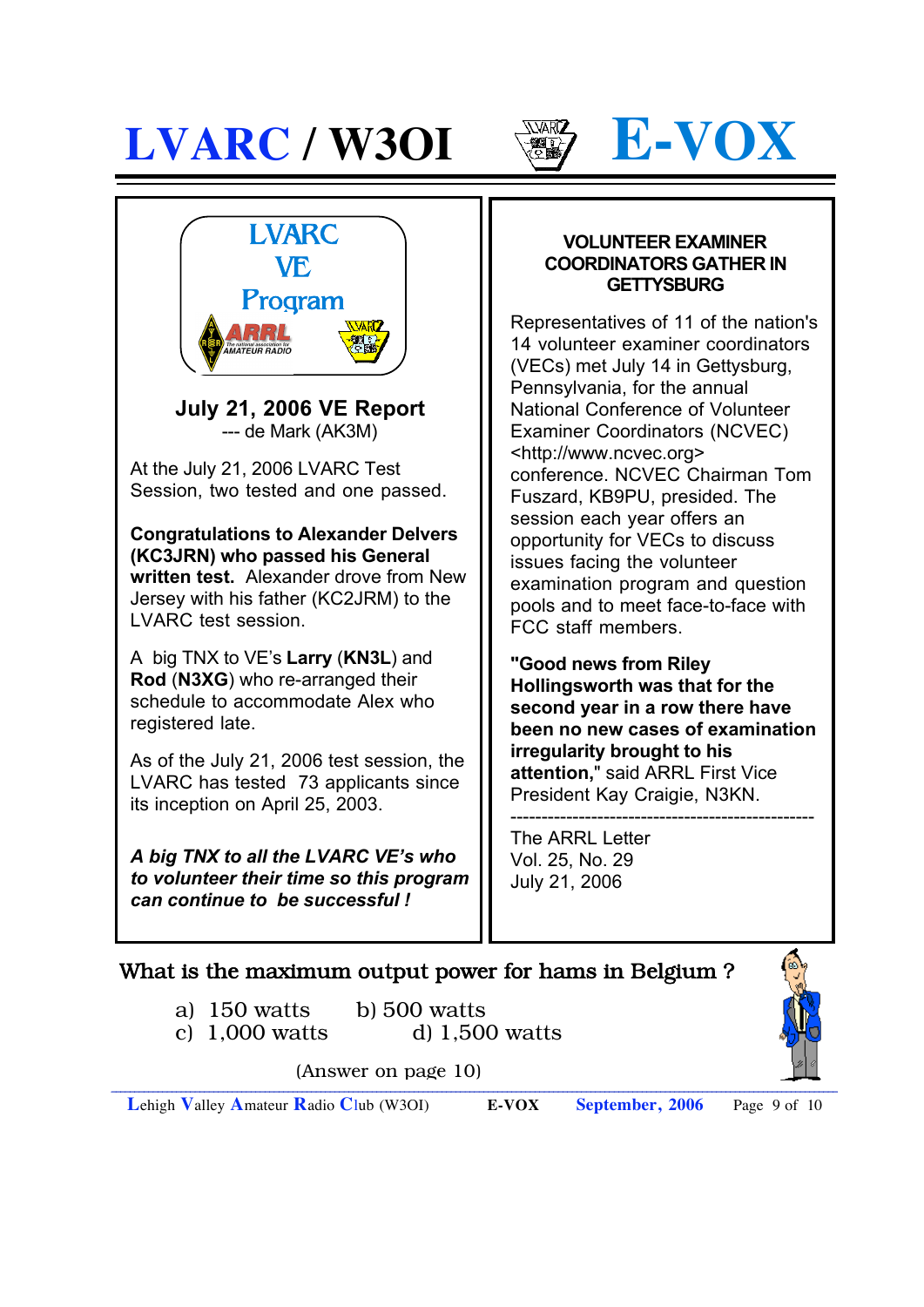# LVARC / W3OI E-VOX

LVARC
VE
Program

## July 21, 2006 VE Report

--- de Mark (AK3M)

At the July 21, 2006 LVARC Test Session, two tested and one passed.

**Congratulations to Alexander Delvers (KC3JRN) who passed his General written test.** Alexander drove from New Jersey with his father (KC2JRM) to the LVARC test session.

A big TNX to VE's **Larry** (**KN3L**) and **Rod** (**N3XG**) who re-arranged their schedule to accommodate Alex who registered late.

As of the July 21, 2006 test session, the LVARC has tested 73 applicants since its inception on April 25, 2003.

***A big TNX to all the LVARC VE's who to volunteer their time so this program can continue to be successful !***

## VOLUNTEER EXAMINER COORDINATORS GATHER IN GETTYSBURG

Representatives of 11 of the nation's 14 volunteer examiner coordinators (VECs) met July 14 in Gettysburg, Pennsylvania, for the annual National Conference of Volunteer Examiner Coordinators (NCVEC) <http://www.ncvec.org> conference. NCVEC Chairman Tom Fuszard, KB9PU, presided. The session each year offers an opportunity for VECs to discuss issues facing the volunteer examination program and question pools and to meet face-to-face with FCC staff members.

**"Good news from Riley Hollingsworth was that for the second year in a row there have been no new cases of examination irregularity brought to his attention,"** said ARRL First Vice President Kay Craigie, N3KN.

------------------------------------------------

The ARRL Letter
Vol. 25, No. 29
July 21, 2006

What is the maximum output power for hams in Belgium ?

a) 150 watts  b) 500 watts
c) 1,000 watts  d) 1,500 watts

(Answer on page 10)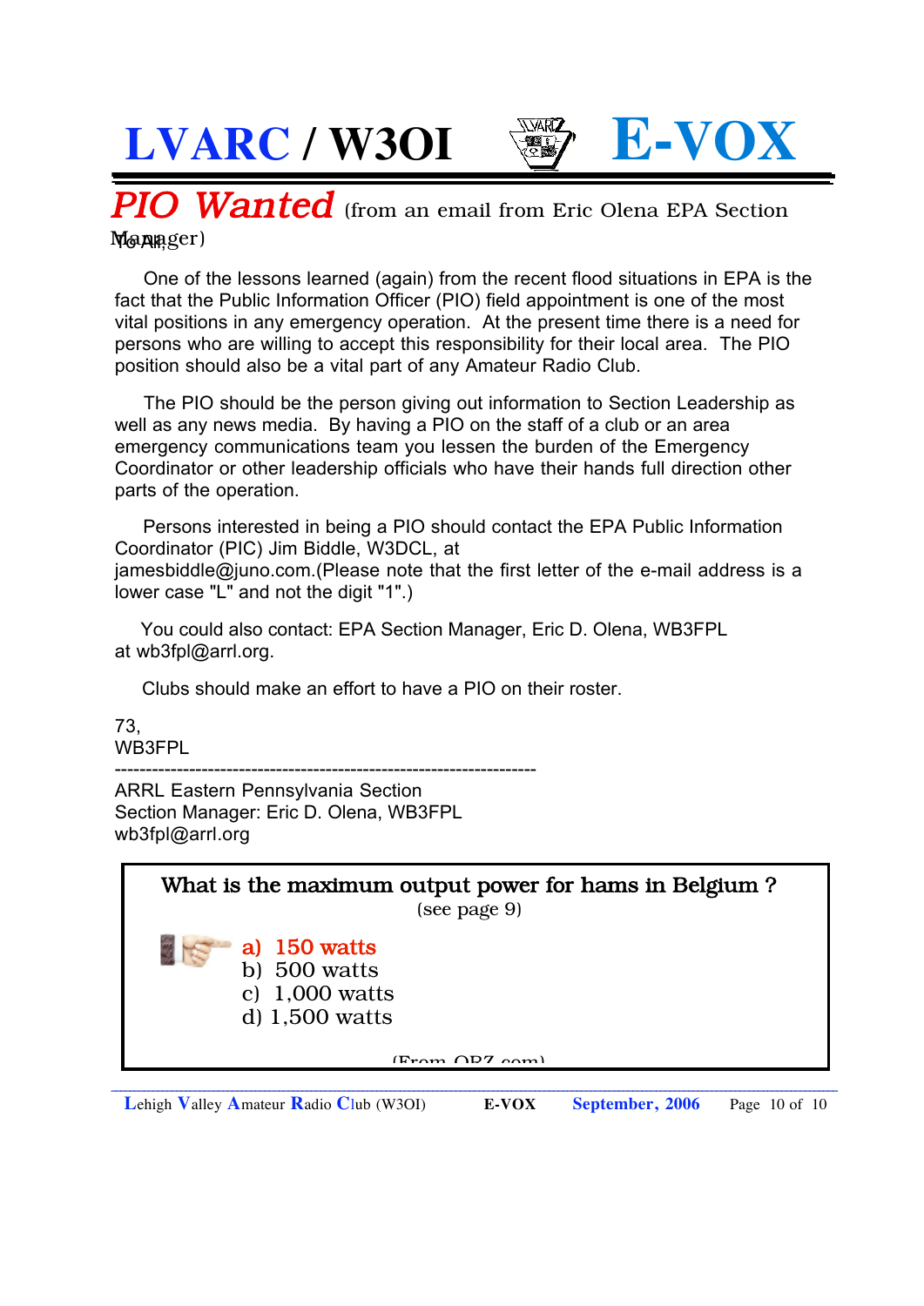# LVARC / W3OI E-VOX

## *PIO Wanted* (from an email from Eric Olena EPA Section Manager)

To All,

One of the lessons learned (again) from the recent flood situations in EPA is the fact that the Public Information Officer (PIO) field appointment is one of the most vital positions in any emergency operation. At the present time there is a need for persons who are willing to accept this responsibility for their local area. The PIO position should also be a vital part of any Amateur Radio Club.

The PIO should be the person giving out information to Section Leadership as well as any news media. By having a PIO on the staff of a club or an area emergency communications team you lessen the burden of the Emergency Coordinator or other leadership officials who have their hands full direction other parts of the operation.

Persons interested in being a PIO should contact the EPA Public Information Coordinator (PIC) Jim Biddle, W3DCL, at jamesbiddle@juno.com.(Please note that the first letter of the e-mail address is a lower case "L" and not the digit "1".)

You could also contact: EPA Section Manager, Eric D. Olena, WB3FPL at wb3fpl@arrl.org.

Clubs should make an effort to have a PIO on their roster.

73,
WB3FPL

-------------------------------------------------------------------

ARRL Eastern Pennsylvania Section
Section Manager: Eric D. Olena, WB3FPL
wb3fpl@arrl.org

---

**What is the maximum output power for hams in Belgium ?**
(see page 9)

a) 150 watts
b) 500 watts
c) 1,000 watts
d) 1,500 watts

(From QRZ.com)